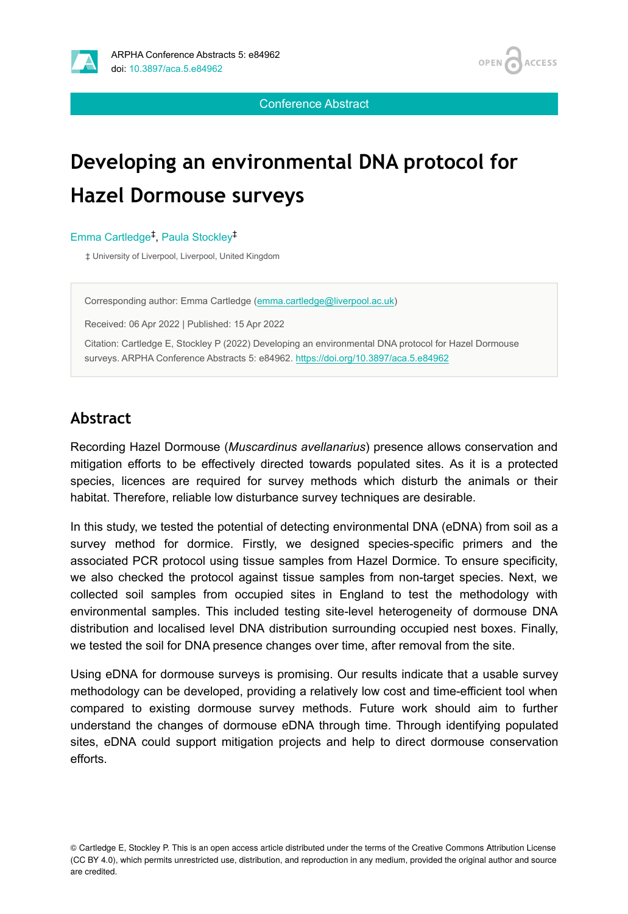Conference Abstract

# Developing an environmental DNA protocol for Hazel Dormouse surveys

Emma Cartledge[‡], Paula Stockley[‡]

‡ University of Liverpool, Liverpool, United Kingdom

Corresponding author: Emma Cartledge (emma.cartledge@liverpool.ac.uk)

Received: 06 Apr 2022 | Published: 15 Apr 2022

Citation: Cartledge E, Stockley P (2022) Developing an environmental DNA protocol for Hazel Dormouse surveys. ARPHA Conference Abstracts 5: e84962. https://doi.org/10.3897/aca.5.e84962

## Abstract

Recording Hazel Dormouse (*Muscardinus avellanarius*) presence allows conservation and mitigation efforts to be effectively directed towards populated sites. As it is a protected species, licences are required for survey methods which disturb the animals or their habitat. Therefore, reliable low disturbance survey techniques are desirable.

In this study, we tested the potential of detecting environmental DNA (eDNA) from soil as a survey method for dormice. Firstly, we designed species-specific primers and the associated PCR protocol using tissue samples from Hazel Dormice. To ensure specificity, we also checked the protocol against tissue samples from non-target species. Next, we collected soil samples from occupied sites in England to test the methodology with environmental samples. This included testing site-level heterogeneity of dormouse DNA distribution and localised level DNA distribution surrounding occupied nest boxes. Finally, we tested the soil for DNA presence changes over time, after removal from the site.

Using eDNA for dormouse surveys is promising. Our results indicate that a usable survey methodology can be developed, providing a relatively low cost and time-efficient tool when compared to existing dormouse survey methods. Future work should aim to further understand the changes of dormouse eDNA through time. Through identifying populated sites, eDNA could support mitigation projects and help to direct dormouse conservation efforts.

© Cartledge E, Stockley P. This is an open access article distributed under the terms of the Creative Commons Attribution License (CC BY 4.0), which permits unrestricted use, distribution, and reproduction in any medium, provided the original author and source are credited.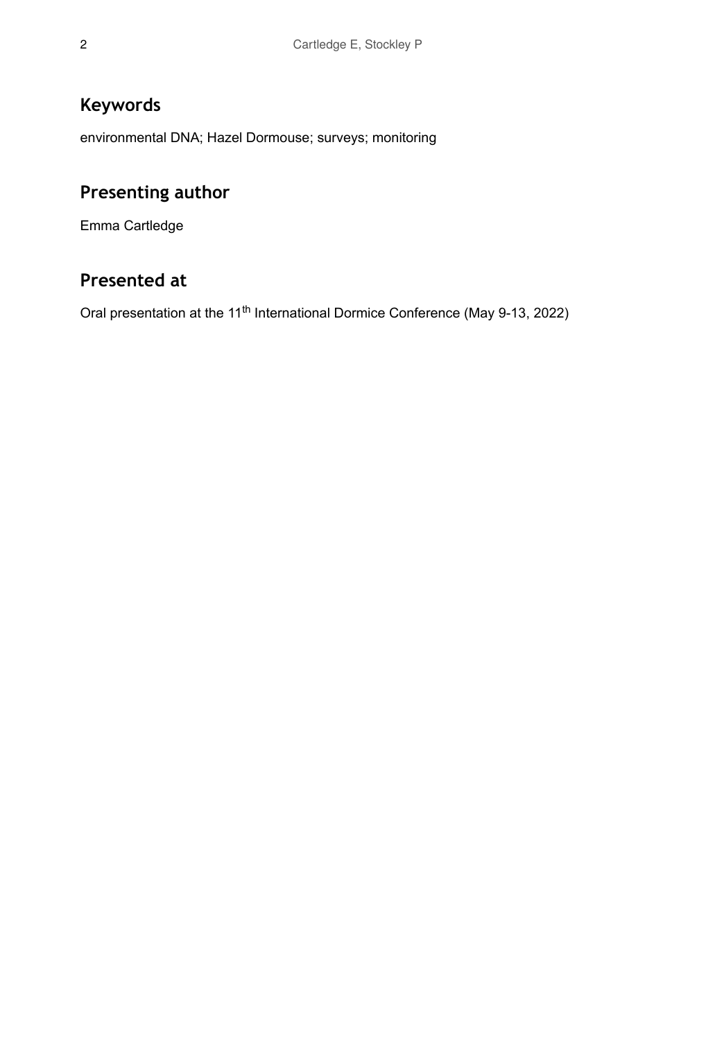## Keywords

environmental DNA; Hazel Dormouse; surveys; monitoring

## Presenting author

Emma Cartledge

## Presented at

Oral presentation at the 11th International Dormice Conference (May 9-13, 2022)